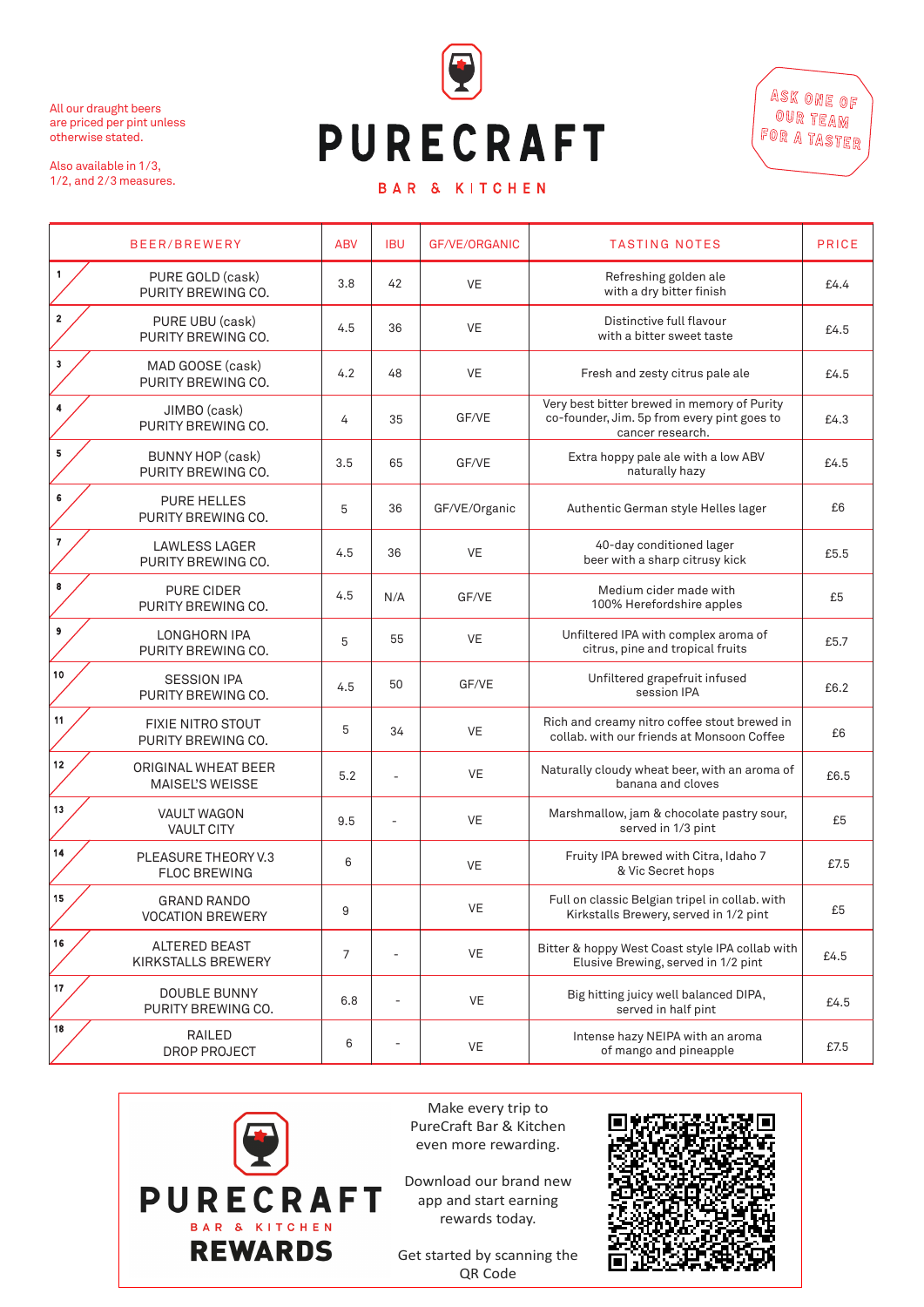All our draught beers are priced per pint unless otherwise stated.

Also available in 1/3, 1/2, and 2/3 measures.

# PURECRAFT

BAR & KITCHEN

ASK ONE OF OUR TEAM FOR A TASTER

| # | BEER/BREWERY | ABV | IBU | GF/VE/ORGANIC | TASTING NOTES | PRICE |
|---|---|---|---|---|---|---|
| 1 | PURE GOLD (cask) PURITY BREWING CO. | 3.8 | 42 | VE | Refreshing golden ale with a dry bitter finish | £4.4 |
| 2 | PURE UBU (cask) PURITY BREWING CO. | 4.5 | 36 | VE | Distinctive full flavour with a bitter sweet taste | £4.5 |
| 3 | MAD GOOSE (cask) PURITY BREWING CO. | 4.2 | 48 | VE | Fresh and zesty citrus pale ale | £4.5 |
| 4 | JIMBO (cask) PURITY BREWING CO. | 4 | 35 | GF/VE | Very best bitter brewed in memory of Purity co-founder, Jim. 5p from every pint goes to cancer research. | £4.3 |
| 5 | BUNNY HOP (cask) PURITY BREWING CO. | 3.5 | 65 | GF/VE | Extra hoppy pale ale with a low ABV naturally hazy | £4.5 |
| 6 | PURE HELLES PURITY BREWING CO. | 5 | 36 | GF/VE/Organic | Authentic German style Helles lager | £6 |
| 7 | LAWLESS LAGER PURITY BREWING CO. | 4.5 | 36 | VE | 40-day conditioned lager beer with a sharp citrusy kick | £5.5 |
| 8 | PURE CIDER PURITY BREWING CO. | 4.5 | N/A | GF/VE | Medium cider made with 100% Herefordshire apples | £5 |
| 9 | LONGHORN IPA PURITY BREWING CO. | 5 | 55 | VE | Unfiltered IPA with complex aroma of citrus, pine and tropical fruits | £5.7 |
| 10 | SESSION IPA PURITY BREWING CO. | 4.5 | 50 | GF/VE | Unfiltered grapefruit infused session IPA | £6.2 |
| 11 | FIXIE NITRO STOUT PURITY BREWING CO. | 5 | 34 | VE | Rich and creamy nitro coffee stout brewed in collab. with our friends at Monsoon Coffee | £6 |
| 12 | ORIGINAL WHEAT BEER MAISEL'S WEISSE | 5.2 | - | VE | Naturally cloudy wheat beer, with an aroma of banana and cloves | £6.5 |
| 13 | VAULT WAGON VAULT CITY | 9.5 | - | VE | Marshmallow, jam & chocolate pastry sour, served in 1/3 pint | £5 |
| 14 | PLEASURE THEORY V.3 FLOC BREWING | 6 | | VE | Fruity IPA brewed with Citra, Idaho 7 & Vic Secret hops | £7.5 |
| 15 | GRAND RANDO VOCATION BREWERY | 9 | | VE | Full on classic Belgian tripel in collab. with Kirkstalls Brewery, served in 1/2 pint | £5 |
| 16 | ALTERED BEAST KIRKSTALLS BREWERY | 7 | - | VE | Bitter & hoppy West Coast style IPA collab with Elusive Brewing, served in 1/2 pint | £4.5 |
| 17 | DOUBLE BUNNY PURITY BREWING CO. | 6.8 | - | VE | Big hitting juicy well balanced DIPA, served in half pint | £4.5 |
| 18 | RAILED DROP PROJECT | 6 | - | VE | Intense hazy NEIPA with an aroma of mango and pineapple | £7.5 |

**PURECRAFT** BAR & KITCHEN **REWARDS**

Make every trip to PureCraft Bar & Kitchen even more rewarding.

Download our brand new app and start earning rewards today.

Get started by scanning the QR Code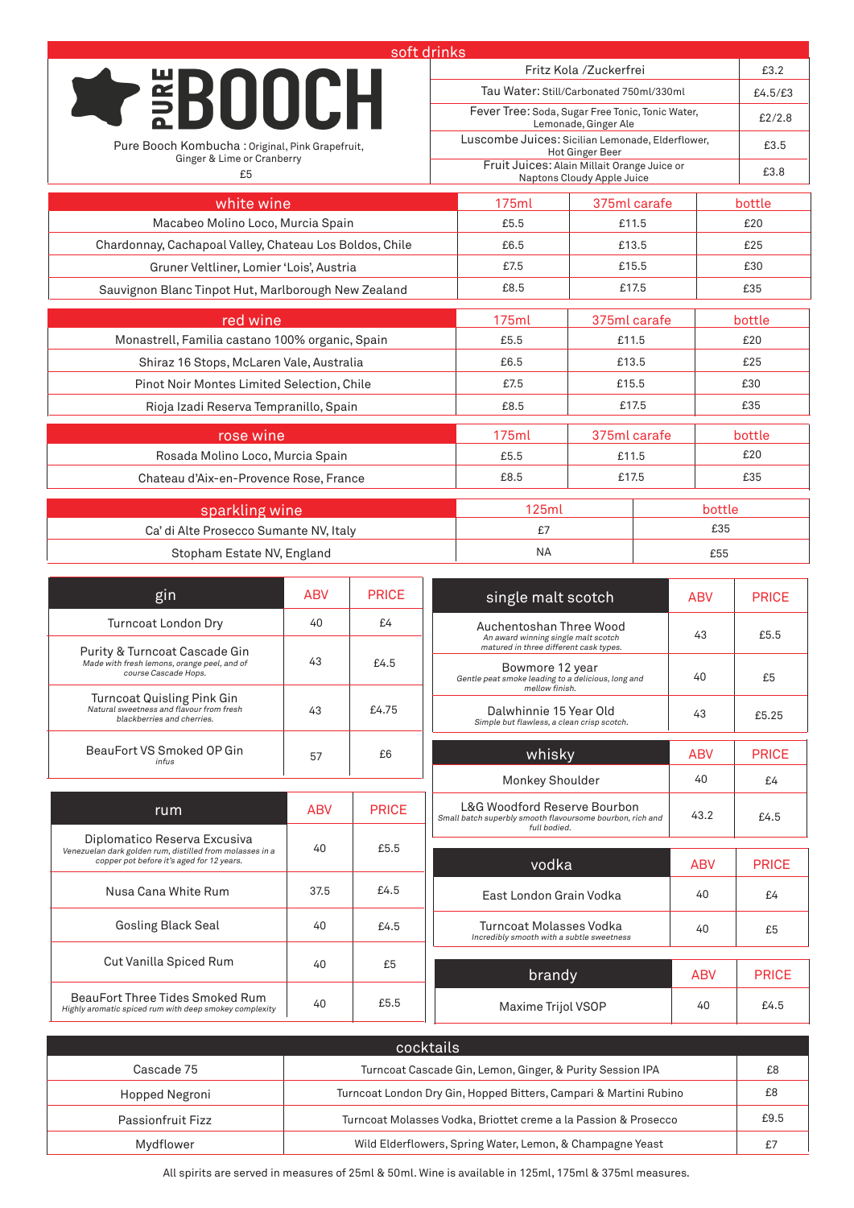## PURE BOOCH

Pure Booch Kombucha : Original, Pink Grapefruit, Ginger & Lime or Cranberry

£5

## soft drinks

| | |
|---|---|
| Fritz Kola /Zuckerfrei | £3.2 |
| Tau Water: Still/Carbonated 750ml/330ml | £4.5/£3 |
| Fever Tree: Soda, Sugar Free Tonic, Tonic Water, Lemonade, Ginger Ale | £2/2.8 |
| Luscombe Juices: Sicilian Lemonade, Elderflower, Hot Ginger Beer | £3.5 |
| Fruit Juices: Alain Millait Orange Juice or Naptons Cloudy Apple Juice | £3.8 |

## white wine

| white wine | 175ml | 375ml carafe | bottle |
|---|---|---|---|
| Macabeo Molino Loco, Murcia Spain | £5.5 | £11.5 | £20 |
| Chardonnay, Cachapoal Valley, Chateau Los Boldos, Chile | £6.5 | £13.5 | £25 |
| Gruner Veltliner, Lomier 'Lois', Austria | £7.5 | £15.5 | £30 |
| Sauvignon Blanc Tinpot Hut, Marlborough New Zealand | £8.5 | £17.5 | £35 |

## red wine

| red wine | 175ml | 375ml carafe | bottle |
|---|---|---|---|
| Monastrell, Familia castano 100% organic, Spain | £5.5 | £11.5 | £20 |
| Shiraz 16 Stops, McLaren Vale, Australia | £6.5 | £13.5 | £25 |
| Pinot Noir Montes Limited Selection, Chile | £7.5 | £15.5 | £30 |
| Rioja Izadi Reserva Tempranillo, Spain | £8.5 | £17.5 | £35 |

## rose wine

| rose wine | 175ml | 375ml carafe | bottle |
|---|---|---|---|
| Rosada Molino Loco, Murcia Spain | £5.5 | £11.5 | £20 |
| Chateau d'Aix-en-Provence Rose, France | £8.5 | £17.5 | £35 |

## sparkling wine

| sparkling wine | 125ml | bottle |
|---|---|---|
| Ca' di Alte Prosecco Sumante NV, Italy | £7 | £35 |
| Stopham Estate NV, England | NA | £55 |

## gin

| gin | ABV | PRICE |
|---|---|---|
| Turncoat London Dry | 40 | £4 |
| Purity & Turncoat Cascade Gin *Made with fresh lemons, orange peel, and of course Cascade Hops.* | 43 | £4.5 |
| Turncoat Quisling Pink Gin *Natural sweetness and flavour from fresh blackberries and cherries.* | 43 | £4.75 |
| BeauFort VS Smoked OP Gin *infus* | 57 | £6 |

## rum

| rum | ABV | PRICE |
|---|---|---|
| Diplomatico Reserva Excusiva *Venezuelan dark golden rum, distilled from molasses in a copper pot before it's aged for 12 years.* | 40 | £5.5 |
| Nusa Cana White Rum | 37.5 | £4.5 |
| Gosling Black Seal | 40 | £4.5 |
| Cut Vanilla Spiced Rum | 40 | £5 |
| BeauFort Three Tides Smoked Rum *Highly aromatic spiced rum with deep smokey complexity* | 40 | £5.5 |

## single malt scotch

| single malt scotch | ABV | PRICE |
|---|---|---|
| Auchentoshan Three Wood *An award winning single malt scotch matured in three different cask types.* | 43 | £5.5 |
| Bowmore 12 year *Gentle peat smoke leading to a delicious, long and mellow finish.* | 40 | £5 |
| Dalwhinnie 15 Year Old *Simple but flawless, a clean crisp scotch.* | 43 | £5.25 |

## whisky

| whisky | ABV | PRICE |
|---|---|---|
| Monkey Shoulder | 40 | £4 |
| L&G Woodford Reserve Bourbon *Small batch superbly smooth flavoursome bourbon, rich and full bodied.* | 43.2 | £4.5 |

## vodka

| vodka | ABV | PRICE |
|---|---|---|
| East London Grain Vodka | 40 | £4 |
| Turncoat Molasses Vodka *Incredibly smooth with a subtle sweetness* | 40 | £5 |

## brandy

| brandy | ABV | PRICE |
|---|---|---|
| Maxime Trijol VSOP | 40 | £4.5 |

## cocktails

| | | |
|---|---|---|
| Cascade 75 | Turncoat Cascade Gin, Lemon, Ginger, & Purity Session IPA | £8 |
| Hopped Negroni | Turncoat London Dry Gin, Hopped Bitters, Campari & Martini Rubino | £8 |
| Passionfruit Fizz | Turncoat Molasses Vodka, Briottet creme a la Passion & Prosecco | £9.5 |
| Mydflower | Wild Elderflowers, Spring Water, Lemon, & Champagne Yeast | £7 |

All spirits are served in measures of 25ml & 50ml. Wine is available in 125ml, 175ml & 375ml measures.